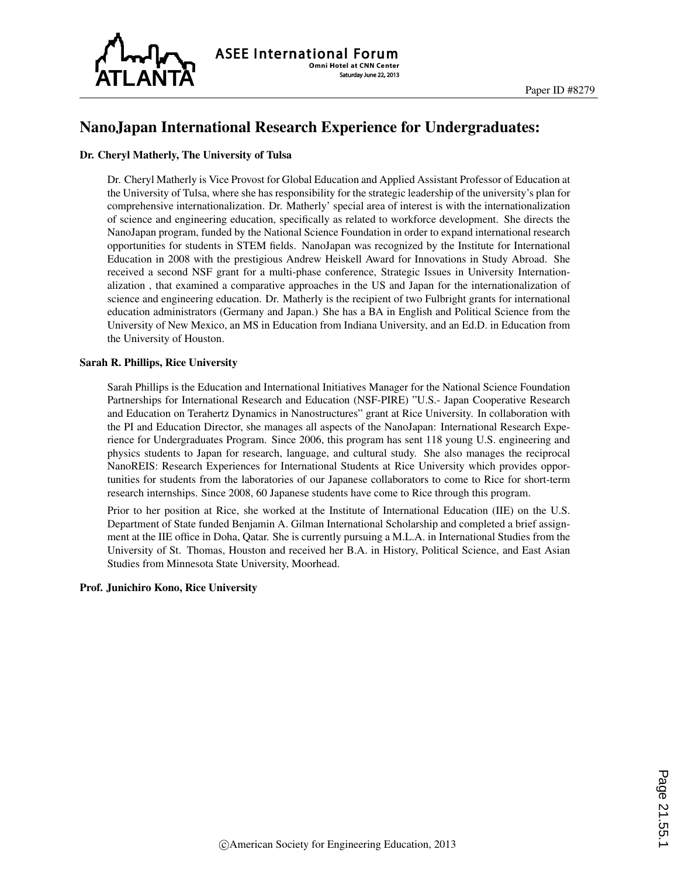# NanoJapan International Research Experience for Undergraduates:

**Dr. Cheryl Matherly, The University of Tulsa**

Dr. Cheryl Matherly is Vice Provost for Global Education and Applied Assistant Professor of Education at the University of Tulsa, where she has responsibility for the strategic leadership of the university's plan for comprehensive internationalization. Dr. Matherly' special area of interest is with the internationalization of science and engineering education, specifically as related to workforce development. She directs the NanoJapan program, funded by the National Science Foundation in order to expand international research opportunities for students in STEM fields. NanoJapan was recognized by the Institute for International Education in 2008 with the prestigious Andrew Heiskell Award for Innovations in Study Abroad. She received a second NSF grant for a multi-phase conference, Strategic Issues in University Internationalization , that examined a comparative approaches in the US and Japan for the internationalization of science and engineering education. Dr. Matherly is the recipient of two Fulbright grants for international education administrators (Germany and Japan.) She has a BA in English and Political Science from the University of New Mexico, an MS in Education from Indiana University, and an Ed.D. in Education from the University of Houston.

**Sarah R. Phillips, Rice University**

Sarah Phillips is the Education and International Initiatives Manager for the National Science Foundation Partnerships for International Research and Education (NSF-PIRE) "U.S.- Japan Cooperative Research and Education on Terahertz Dynamics in Nanostructures" grant at Rice University. In collaboration with the PI and Education Director, she manages all aspects of the NanoJapan: International Research Experience for Undergraduates Program. Since 2006, this program has sent 118 young U.S. engineering and physics students to Japan for research, language, and cultural study. She also manages the reciprocal NanoREIS: Research Experiences for International Students at Rice University which provides opportunities for students from the laboratories of our Japanese collaborators to come to Rice for short-term research internships. Since 2008, 60 Japanese students have come to Rice through this program.

Prior to her position at Rice, she worked at the Institute of International Education (IIE) on the U.S. Department of State funded Benjamin A. Gilman International Scholarship and completed a brief assignment at the IIE office in Doha, Qatar. She is currently pursuing a M.L.A. in International Studies from the University of St. Thomas, Houston and received her B.A. in History, Political Science, and East Asian Studies from Minnesota State University, Moorhead.

**Prof. Junichiro Kono, Rice University**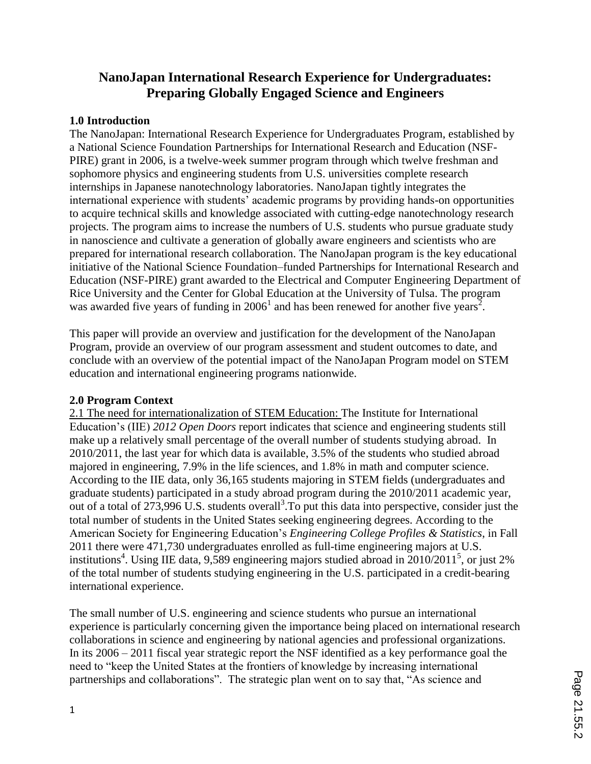# NanoJapan International Research Experience for Undergraduates: Preparing Globally Engaged Science and Engineers

## 1.0 Introduction

The NanoJapan: International Research Experience for Undergraduates Program, established by a National Science Foundation Partnerships for International Research and Education (NSF-PIRE) grant in 2006, is a twelve-week summer program through which twelve freshman and sophomore physics and engineering students from U.S. universities complete research internships in Japanese nanotechnology laboratories. NanoJapan tightly integrates the international experience with students' academic programs by providing hands-on opportunities to acquire technical skills and knowledge associated with cutting-edge nanotechnology research projects. The program aims to increase the numbers of U.S. students who pursue graduate study in nanoscience and cultivate a generation of globally aware engineers and scientists who are prepared for international research collaboration. The NanoJapan program is the key educational initiative of the National Science Foundation–funded Partnerships for International Research and Education (NSF-PIRE) grant awarded to the Electrical and Computer Engineering Department of Rice University and the Center for Global Education at the University of Tulsa. The program was awarded five years of funding in 2006[1] and has been renewed for another five years[2].

This paper will provide an overview and justification for the development of the NanoJapan Program, provide an overview of our program assessment and student outcomes to date, and conclude with an overview of the potential impact of the NanoJapan Program model on STEM education and international engineering programs nationwide.

## 2.0 Program Context

2.1 The need for internationalization of STEM Education: The Institute for International Education's (IIE) *2012 Open Doors* report indicates that science and engineering students still make up a relatively small percentage of the overall number of students studying abroad. In 2010/2011, the last year for which data is available, 3.5% of the students who studied abroad majored in engineering, 7.9% in the life sciences, and 1.8% in math and computer science. According to the IIE data, only 36,165 students majoring in STEM fields (undergraduates and graduate students) participated in a study abroad program during the 2010/2011 academic year, out of a total of 273,996 U.S. students overall[3].To put this data into perspective, consider just the total number of students in the United States seeking engineering degrees. According to the American Society for Engineering Education's *Engineering College Profiles & Statistics*, in Fall 2011 there were 471,730 undergraduates enrolled as full-time engineering majors at U.S. institutions[4]. Using IIE data, 9,589 engineering majors studied abroad in 2010/2011[5], or just 2% of the total number of students studying engineering in the U.S. participated in a credit-bearing international experience.

The small number of U.S. engineering and science students who pursue an international experience is particularly concerning given the importance being placed on international research collaborations in science and engineering by national agencies and professional organizations. In its 2006 – 2011 fiscal year strategic report the NSF identified as a key performance goal the need to "keep the United States at the frontiers of knowledge by increasing international partnerships and collaborations". The strategic plan went on to say that, "As science and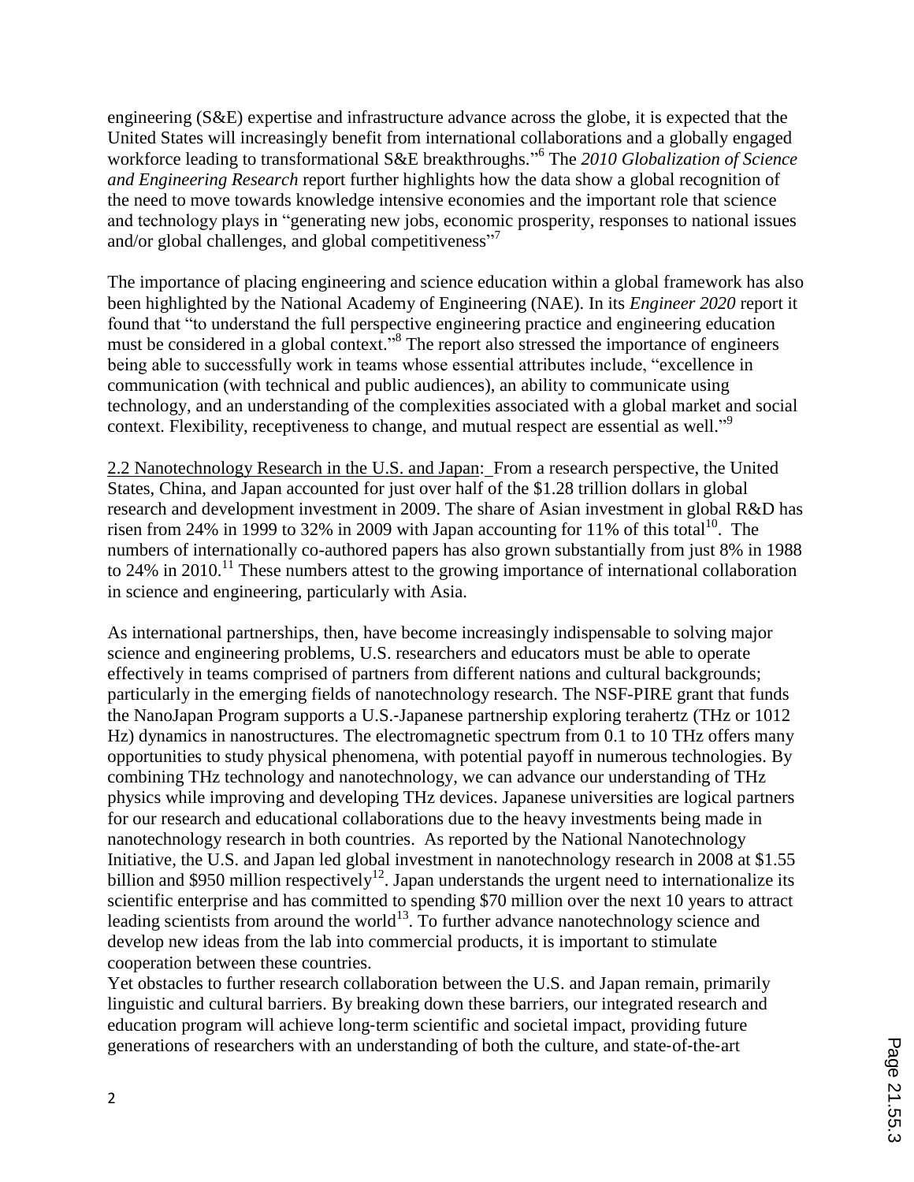engineering (S&E) expertise and infrastructure advance across the globe, it is expected that the United States will increasingly benefit from international collaborations and a globally engaged workforce leading to transformational S&E breakthroughs."[6] The *2010 Globalization of Science and Engineering Research* report further highlights how the data show a global recognition of the need to move towards knowledge intensive economies and the important role that science and technology plays in "generating new jobs, economic prosperity, responses to national issues and/or global challenges, and global competitiveness"[7]

The importance of placing engineering and science education within a global framework has also been highlighted by the National Academy of Engineering (NAE). In its *Engineer 2020* report it found that "to understand the full perspective engineering practice and engineering education must be considered in a global context."[8] The report also stressed the importance of engineers being able to successfully work in teams whose essential attributes include, "excellence in communication (with technical and public audiences), an ability to communicate using technology, and an understanding of the complexities associated with a global market and social context. Flexibility, receptiveness to change, and mutual respect are essential as well."[9]

2.2 Nanotechnology Research in the U.S. and Japan: From a research perspective, the United States, China, and Japan accounted for just over half of the $1.28 trillion dollars in global research and development investment in 2009. The share of Asian investment in global R&D has risen from 24% in 1999 to 32% in 2009 with Japan accounting for 11% of this total[10]. The numbers of internationally co-authored papers has also grown substantially from just 8% in 1988 to 24% in 2010.[11] These numbers attest to the growing importance of international collaboration in science and engineering, particularly with Asia.

As international partnerships, then, have become increasingly indispensable to solving major science and engineering problems, U.S. researchers and educators must be able to operate effectively in teams comprised of partners from different nations and cultural backgrounds; particularly in the emerging fields of nanotechnology research. The NSF-PIRE grant that funds the NanoJapan Program supports a U.S.-Japanese partnership exploring terahertz (THz or 1012 Hz) dynamics in nanostructures. The electromagnetic spectrum from 0.1 to 10 THz offers many opportunities to study physical phenomena, with potential payoff in numerous technologies. By combining THz technology and nanotechnology, we can advance our understanding of THz physics while improving and developing THz devices. Japanese universities are logical partners for our research and educational collaborations due to the heavy investments being made in nanotechnology research in both countries. As reported by the National Nanotechnology Initiative, the U.S. and Japan led global investment in nanotechnology research in 2008 at $1.55 billion and $950 million respectively[12]. Japan understands the urgent need to internationalize its scientific enterprise and has committed to spending $70 million over the next 10 years to attract leading scientists from around the world[13]. To further advance nanotechnology science and develop new ideas from the lab into commercial products, it is important to stimulate cooperation between these countries.

Yet obstacles to further research collaboration between the U.S. and Japan remain, primarily linguistic and cultural barriers. By breaking down these barriers, our integrated research and education program will achieve long-term scientific and societal impact, providing future generations of researchers with an understanding of both the culture, and state-of-the-art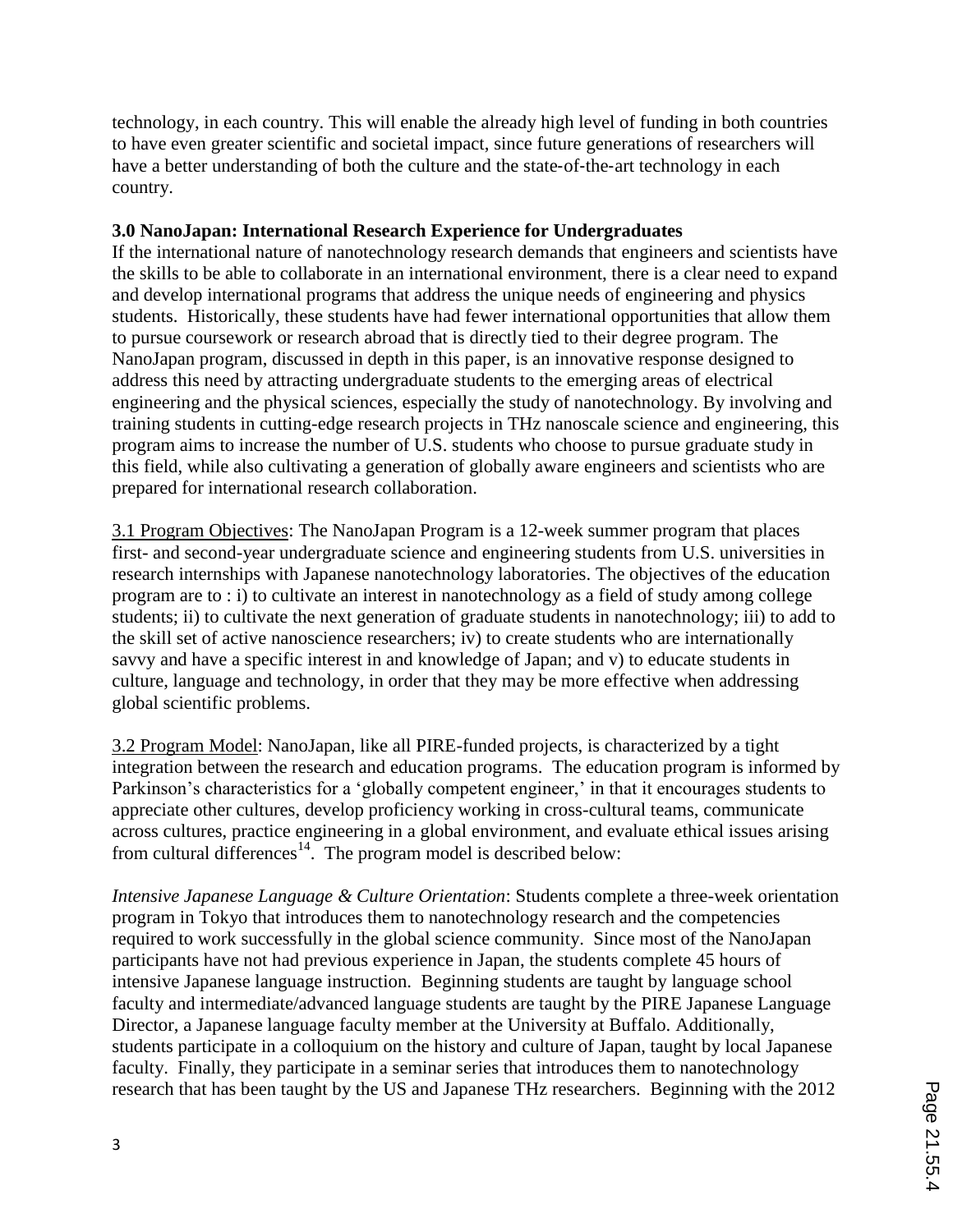technology, in each country. This will enable the already high level of funding in both countries to have even greater scientific and societal impact, since future generations of researchers will have a better understanding of both the culture and the state-of-the-art technology in each country.

### 3.0 NanoJapan: International Research Experience for Undergraduates

If the international nature of nanotechnology research demands that engineers and scientists have the skills to be able to collaborate in an international environment, there is a clear need to expand and develop international programs that address the unique needs of engineering and physics students. Historically, these students have had fewer international opportunities that allow them to pursue coursework or research abroad that is directly tied to their degree program. The NanoJapan program, discussed in depth in this paper, is an innovative response designed to address this need by attracting undergraduate students to the emerging areas of electrical engineering and the physical sciences, especially the study of nanotechnology. By involving and training students in cutting-edge research projects in THz nanoscale science and engineering, this program aims to increase the number of U.S. students who choose to pursue graduate study in this field, while also cultivating a generation of globally aware engineers and scientists who are prepared for international research collaboration.

3.1 Program Objectives: The NanoJapan Program is a 12-week summer program that places first- and second-year undergraduate science and engineering students from U.S. universities in research internships with Japanese nanotechnology laboratories. The objectives of the education program are to : i) to cultivate an interest in nanotechnology as a field of study among college students; ii) to cultivate the next generation of graduate students in nanotechnology; iii) to add to the skill set of active nanoscience researchers; iv) to create students who are internationally savvy and have a specific interest in and knowledge of Japan; and v) to educate students in culture, language and technology, in order that they may be more effective when addressing global scientific problems.

3.2 Program Model: NanoJapan, like all PIRE-funded projects, is characterized by a tight integration between the research and education programs. The education program is informed by Parkinson's characteristics for a 'globally competent engineer,' in that it encourages students to appreciate other cultures, develop proficiency working in cross-cultural teams, communicate across cultures, practice engineering in a global environment, and evaluate ethical issues arising from cultural differences[14]. The program model is described below:

*Intensive Japanese Language & Culture Orientation*: Students complete a three-week orientation program in Tokyo that introduces them to nanotechnology research and the competencies required to work successfully in the global science community. Since most of the NanoJapan participants have not had previous experience in Japan, the students complete 45 hours of intensive Japanese language instruction. Beginning students are taught by language school faculty and intermediate/advanced language students are taught by the PIRE Japanese Language Director, a Japanese language faculty member at the University at Buffalo. Additionally, students participate in a colloquium on the history and culture of Japan, taught by local Japanese faculty. Finally, they participate in a seminar series that introduces them to nanotechnology research that has been taught by the US and Japanese THz researchers. Beginning with the 2012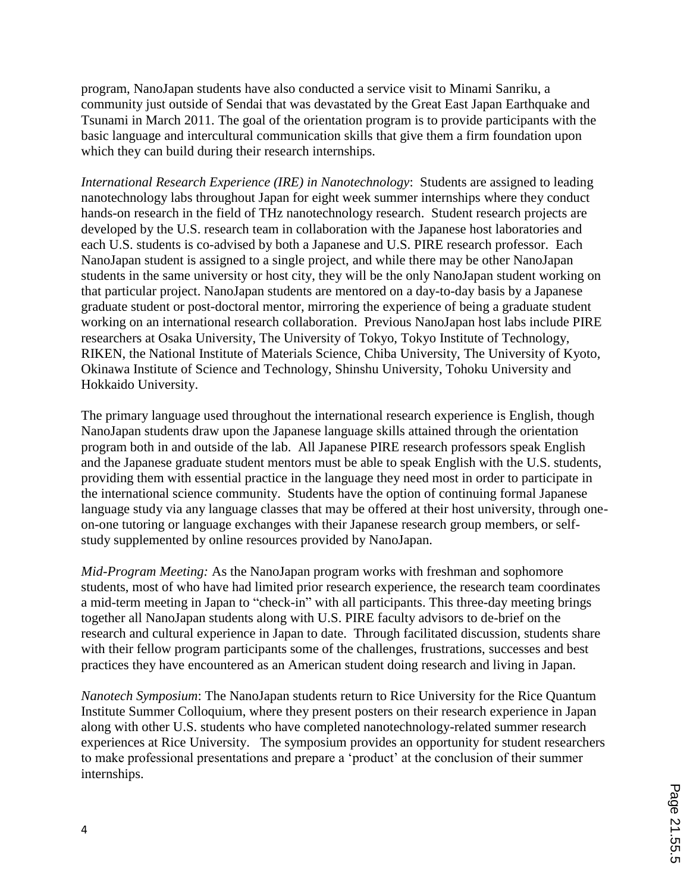program, NanoJapan students have also conducted a service visit to Minami Sanriku, a community just outside of Sendai that was devastated by the Great East Japan Earthquake and Tsunami in March 2011. The goal of the orientation program is to provide participants with the basic language and intercultural communication skills that give them a firm foundation upon which they can build during their research internships.

*International Research Experience (IRE) in Nanotechnology*: Students are assigned to leading nanotechnology labs throughout Japan for eight week summer internships where they conduct hands-on research in the field of THz nanotechnology research. Student research projects are developed by the U.S. research team in collaboration with the Japanese host laboratories and each U.S. students is co-advised by both a Japanese and U.S. PIRE research professor. Each NanoJapan student is assigned to a single project, and while there may be other NanoJapan students in the same university or host city, they will be the only NanoJapan student working on that particular project. NanoJapan students are mentored on a day-to-day basis by a Japanese graduate student or post-doctoral mentor, mirroring the experience of being a graduate student working on an international research collaboration. Previous NanoJapan host labs include PIRE researchers at Osaka University, The University of Tokyo, Tokyo Institute of Technology, RIKEN, the National Institute of Materials Science, Chiba University, The University of Kyoto, Okinawa Institute of Science and Technology, Shinshu University, Tohoku University and Hokkaido University.

The primary language used throughout the international research experience is English, though NanoJapan students draw upon the Japanese language skills attained through the orientation program both in and outside of the lab. All Japanese PIRE research professors speak English and the Japanese graduate student mentors must be able to speak English with the U.S. students, providing them with essential practice in the language they need most in order to participate in the international science community. Students have the option of continuing formal Japanese language study via any language classes that may be offered at their host university, through one-on-one tutoring or language exchanges with their Japanese research group members, or self-study supplemented by online resources provided by NanoJapan.

*Mid-Program Meeting:* As the NanoJapan program works with freshman and sophomore students, most of who have had limited prior research experience, the research team coordinates a mid-term meeting in Japan to "check-in" with all participants. This three-day meeting brings together all NanoJapan students along with U.S. PIRE faculty advisors to de-brief on the research and cultural experience in Japan to date. Through facilitated discussion, students share with their fellow program participants some of the challenges, frustrations, successes and best practices they have encountered as an American student doing research and living in Japan.

*Nanotech Symposium*: The NanoJapan students return to Rice University for the Rice Quantum Institute Summer Colloquium, where they present posters on their research experience in Japan along with other U.S. students who have completed nanotechnology-related summer research experiences at Rice University. The symposium provides an opportunity for student researchers to make professional presentations and prepare a 'product' at the conclusion of their summer internships.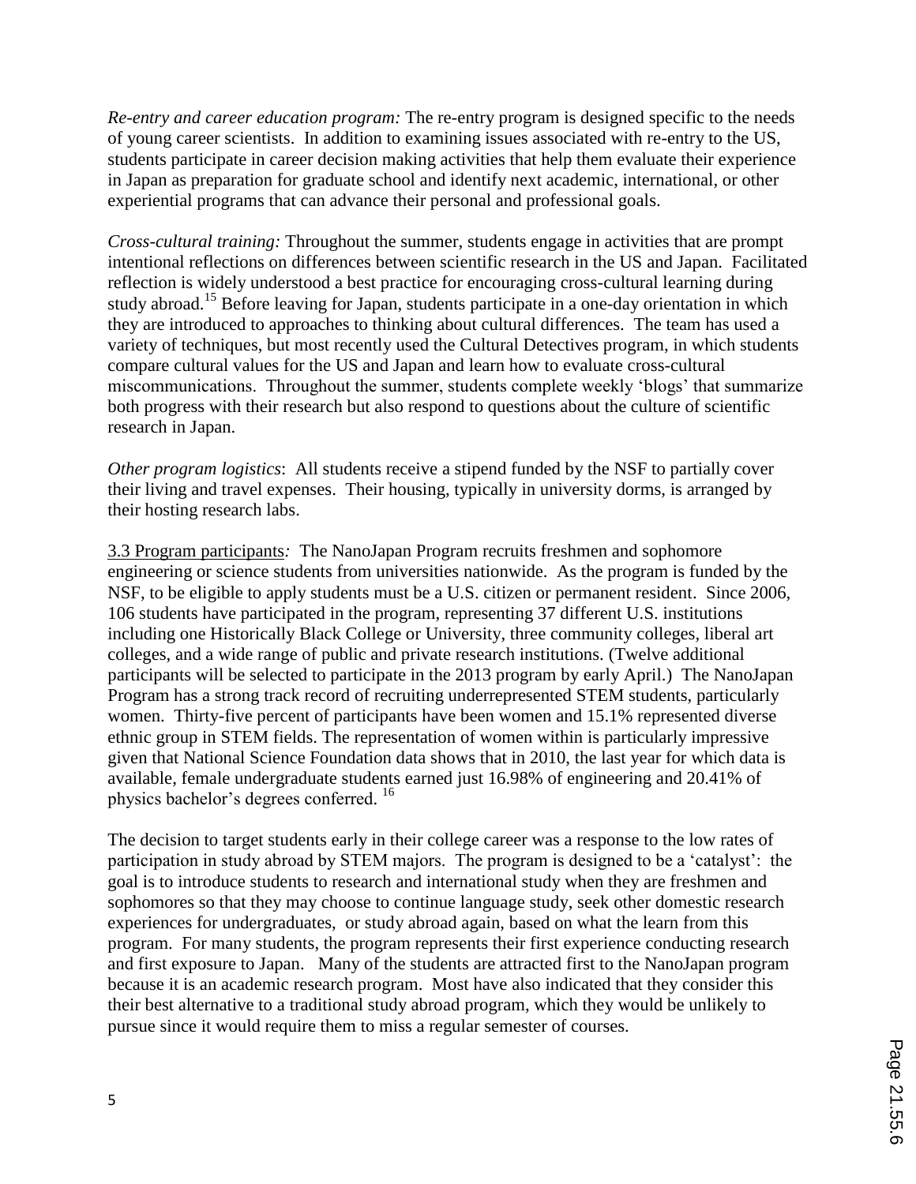*Re-entry and career education program:* The re-entry program is designed specific to the needs of young career scientists. In addition to examining issues associated with re-entry to the US, students participate in career decision making activities that help them evaluate their experience in Japan as preparation for graduate school and identify next academic, international, or other experiential programs that can advance their personal and professional goals.

*Cross-cultural training:* Throughout the summer, students engage in activities that are prompt intentional reflections on differences between scientific research in the US and Japan. Facilitated reflection is widely understood a best practice for encouraging cross-cultural learning during study abroad.[15] Before leaving for Japan, students participate in a one-day orientation in which they are introduced to approaches to thinking about cultural differences. The team has used a variety of techniques, but most recently used the Cultural Detectives program, in which students compare cultural values for the US and Japan and learn how to evaluate cross-cultural miscommunications. Throughout the summer, students complete weekly 'blogs' that summarize both progress with their research but also respond to questions about the culture of scientific research in Japan.

*Other program logistics*: All students receive a stipend funded by the NSF to partially cover their living and travel expenses. Their housing, typically in university dorms, is arranged by their hosting research labs.

3.3 Program participants*:* The NanoJapan Program recruits freshmen and sophomore engineering or science students from universities nationwide. As the program is funded by the NSF, to be eligible to apply students must be a U.S. citizen or permanent resident. Since 2006, 106 students have participated in the program, representing 37 different U.S. institutions including one Historically Black College or University, three community colleges, liberal art colleges, and a wide range of public and private research institutions. (Twelve additional participants will be selected to participate in the 2013 program by early April.) The NanoJapan Program has a strong track record of recruiting underrepresented STEM students, particularly women. Thirty-five percent of participants have been women and 15.1% represented diverse ethnic group in STEM fields. The representation of women within is particularly impressive given that National Science Foundation data shows that in 2010, the last year for which data is available, female undergraduate students earned just 16.98% of engineering and 20.41% of physics bachelor's degrees conferred. [16]

The decision to target students early in their college career was a response to the low rates of participation in study abroad by STEM majors. The program is designed to be a 'catalyst': the goal is to introduce students to research and international study when they are freshmen and sophomores so that they may choose to continue language study, seek other domestic research experiences for undergraduates, or study abroad again, based on what the learn from this program. For many students, the program represents their first experience conducting research and first exposure to Japan. Many of the students are attracted first to the NanoJapan program because it is an academic research program. Most have also indicated that they consider this their best alternative to a traditional study abroad program, which they would be unlikely to pursue since it would require them to miss a regular semester of courses.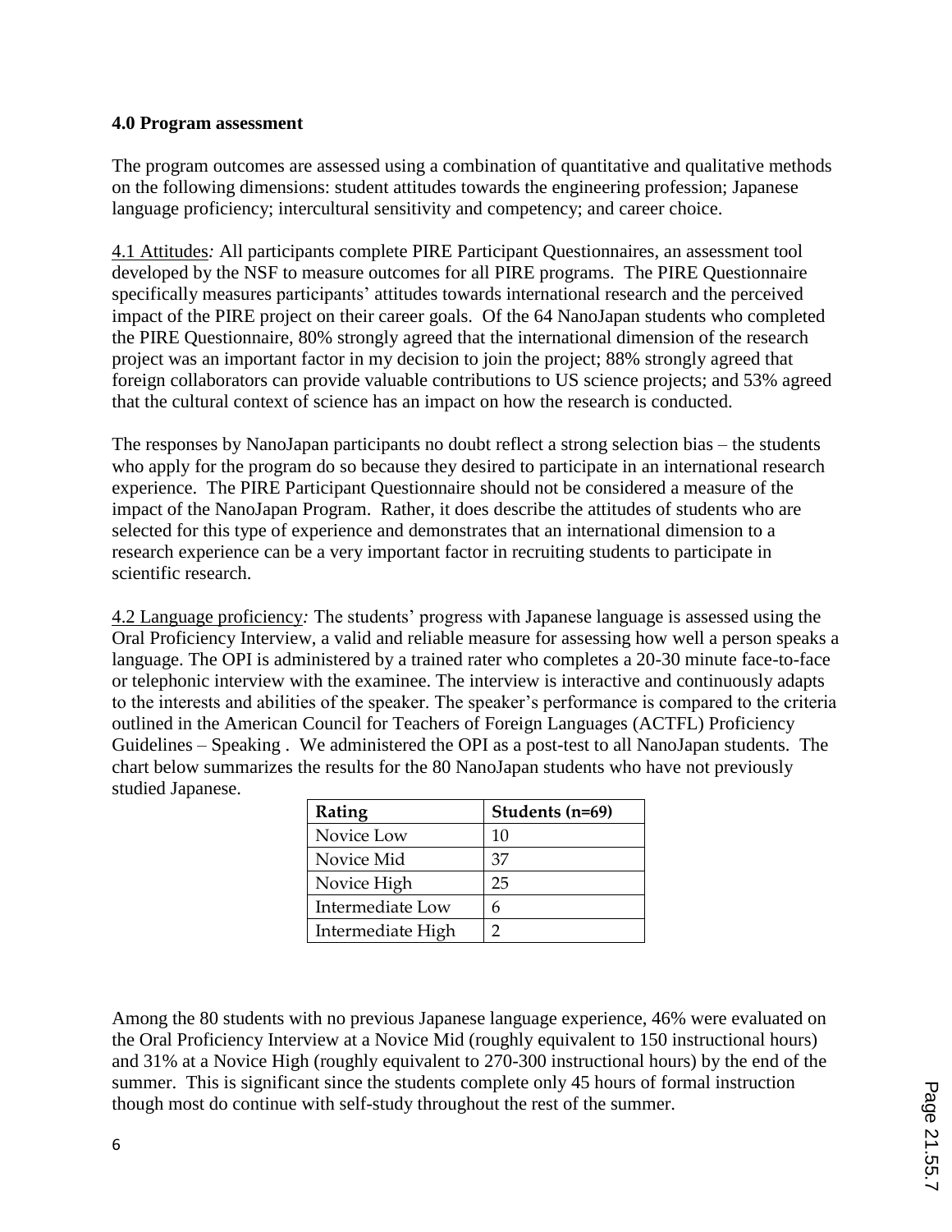**4.0 Program assessment**

The program outcomes are assessed using a combination of quantitative and qualitative methods on the following dimensions: student attitudes towards the engineering profession; Japanese language proficiency; intercultural sensitivity and competency; and career choice.

4.1 Attitudes*:* All participants complete PIRE Participant Questionnaires, an assessment tool developed by the NSF to measure outcomes for all PIRE programs. The PIRE Questionnaire specifically measures participants' attitudes towards international research and the perceived impact of the PIRE project on their career goals. Of the 64 NanoJapan students who completed the PIRE Questionnaire, 80% strongly agreed that the international dimension of the research project was an important factor in my decision to join the project; 88% strongly agreed that foreign collaborators can provide valuable contributions to US science projects; and 53% agreed that the cultural context of science has an impact on how the research is conducted.

The responses by NanoJapan participants no doubt reflect a strong selection bias – the students who apply for the program do so because they desired to participate in an international research experience. The PIRE Participant Questionnaire should not be considered a measure of the impact of the NanoJapan Program. Rather, it does describe the attitudes of students who are selected for this type of experience and demonstrates that an international dimension to a research experience can be a very important factor in recruiting students to participate in scientific research.

4.2 Language proficiency*:* The students' progress with Japanese language is assessed using the Oral Proficiency Interview, a valid and reliable measure for assessing how well a person speaks a language. The OPI is administered by a trained rater who completes a 20-30 minute face-to-face or telephonic interview with the examinee. The interview is interactive and continuously adapts to the interests and abilities of the speaker. The speaker's performance is compared to the criteria outlined in the American Council for Teachers of Foreign Languages (ACTFL) Proficiency Guidelines – Speaking . We administered the OPI as a post-test to all NanoJapan students. The chart below summarizes the results for the 80 NanoJapan students who have not previously studied Japanese.

| Rating | Students (n=69) |
|---|---|
| Novice Low | 10 |
| Novice Mid | 37 |
| Novice High | 25 |
| Intermediate Low | 6 |
| Intermediate High | 2 |

Among the 80 students with no previous Japanese language experience, 46% were evaluated on the Oral Proficiency Interview at a Novice Mid (roughly equivalent to 150 instructional hours) and 31% at a Novice High (roughly equivalent to 270-300 instructional hours) by the end of the summer. This is significant since the students complete only 45 hours of formal instruction though most do continue with self-study throughout the rest of the summer.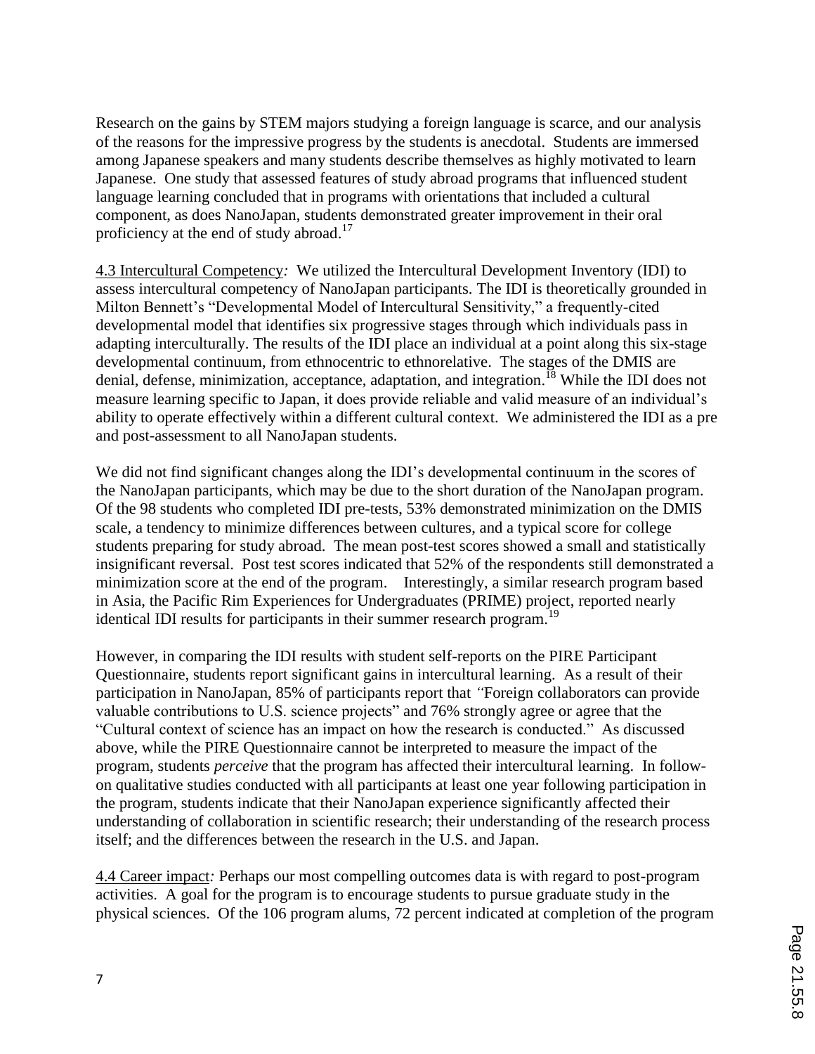Research on the gains by STEM majors studying a foreign language is scarce, and our analysis of the reasons for the impressive progress by the students is anecdotal. Students are immersed among Japanese speakers and many students describe themselves as highly motivated to learn Japanese. One study that assessed features of study abroad programs that influenced student language learning concluded that in programs with orientations that included a cultural component, as does NanoJapan, students demonstrated greater improvement in their oral proficiency at the end of study abroad.[17]

4.3 Intercultural Competency*:* We utilized the Intercultural Development Inventory (IDI) to assess intercultural competency of NanoJapan participants. The IDI is theoretically grounded in Milton Bennett's "Developmental Model of Intercultural Sensitivity," a frequently-cited developmental model that identifies six progressive stages through which individuals pass in adapting interculturally. The results of the IDI place an individual at a point along this six-stage developmental continuum, from ethnocentric to ethnorelative. The stages of the DMIS are denial, defense, minimization, acceptance, adaptation, and integration.[18] While the IDI does not measure learning specific to Japan, it does provide reliable and valid measure of an individual's ability to operate effectively within a different cultural context. We administered the IDI as a pre and post-assessment to all NanoJapan students.

We did not find significant changes along the IDI's developmental continuum in the scores of the NanoJapan participants, which may be due to the short duration of the NanoJapan program. Of the 98 students who completed IDI pre-tests, 53% demonstrated minimization on the DMIS scale, a tendency to minimize differences between cultures, and a typical score for college students preparing for study abroad. The mean post-test scores showed a small and statistically insignificant reversal. Post test scores indicated that 52% of the respondents still demonstrated a minimization score at the end of the program. Interestingly, a similar research program based in Asia, the Pacific Rim Experiences for Undergraduates (PRIME) project, reported nearly identical IDI results for participants in their summer research program.[19]

However, in comparing the IDI results with student self-reports on the PIRE Participant Questionnaire, students report significant gains in intercultural learning. As a result of their participation in NanoJapan, 85% of participants report that *"*Foreign collaborators can provide valuable contributions to U.S. science projects" and 76% strongly agree or agree that the "Cultural context of science has an impact on how the research is conducted." As discussed above, while the PIRE Questionnaire cannot be interpreted to measure the impact of the program, students *perceive* that the program has affected their intercultural learning. In follow-on qualitative studies conducted with all participants at least one year following participation in the program, students indicate that their NanoJapan experience significantly affected their understanding of collaboration in scientific research; their understanding of the research process itself; and the differences between the research in the U.S. and Japan.

4.4 Career impact*:* Perhaps our most compelling outcomes data is with regard to post-program activities. A goal for the program is to encourage students to pursue graduate study in the physical sciences. Of the 106 program alums, 72 percent indicated at completion of the program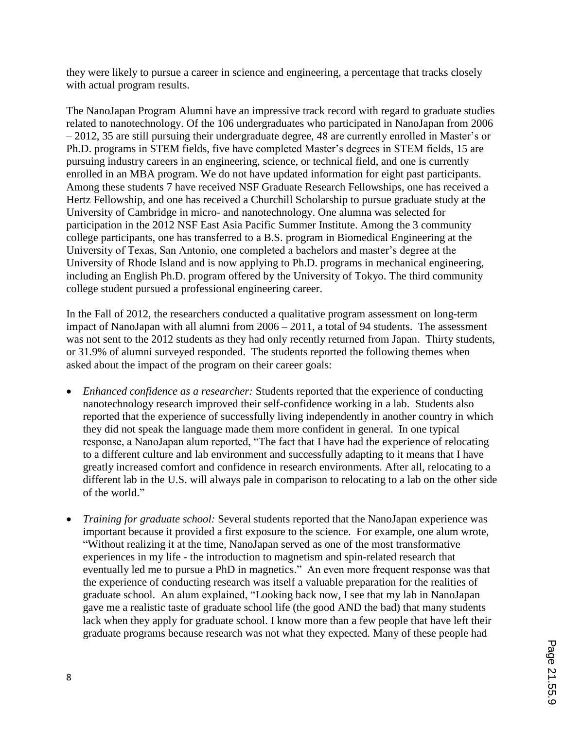they were likely to pursue a career in science and engineering, a percentage that tracks closely with actual program results.

The NanoJapan Program Alumni have an impressive track record with regard to graduate studies related to nanotechnology. Of the 106 undergraduates who participated in NanoJapan from 2006 – 2012, 35 are still pursuing their undergraduate degree, 48 are currently enrolled in Master's or Ph.D. programs in STEM fields, five have completed Master's degrees in STEM fields, 15 are pursuing industry careers in an engineering, science, or technical field, and one is currently enrolled in an MBA program. We do not have updated information for eight past participants. Among these students 7 have received NSF Graduate Research Fellowships, one has received a Hertz Fellowship, and one has received a Churchill Scholarship to pursue graduate study at the University of Cambridge in micro- and nanotechnology. One alumna was selected for participation in the 2012 NSF East Asia Pacific Summer Institute. Among the 3 community college participants, one has transferred to a B.S. program in Biomedical Engineering at the University of Texas, San Antonio, one completed a bachelors and master's degree at the University of Rhode Island and is now applying to Ph.D. programs in mechanical engineering, including an English Ph.D. program offered by the University of Tokyo. The third community college student pursued a professional engineering career.

In the Fall of 2012, the researchers conducted a qualitative program assessment on long-term impact of NanoJapan with all alumni from 2006 – 2011, a total of 94 students. The assessment was not sent to the 2012 students as they had only recently returned from Japan. Thirty students, or 31.9% of alumni surveyed responded. The students reported the following themes when asked about the impact of the program on their career goals:

- *Enhanced confidence as a researcher:* Students reported that the experience of conducting nanotechnology research improved their self-confidence working in a lab. Students also reported that the experience of successfully living independently in another country in which they did not speak the language made them more confident in general. In one typical response, a NanoJapan alum reported, "The fact that I have had the experience of relocating to a different culture and lab environment and successfully adapting to it means that I have greatly increased comfort and confidence in research environments. After all, relocating to a different lab in the U.S. will always pale in comparison to relocating to a lab on the other side of the world."

- *Training for graduate school:* Several students reported that the NanoJapan experience was important because it provided a first exposure to the science. For example, one alum wrote, "Without realizing it at the time, NanoJapan served as one of the most transformative experiences in my life - the introduction to magnetism and spin-related research that eventually led me to pursue a PhD in magnetics." An even more frequent response was that the experience of conducting research was itself a valuable preparation for the realities of graduate school. An alum explained, "Looking back now, I see that my lab in NanoJapan gave me a realistic taste of graduate school life (the good AND the bad) that many students lack when they apply for graduate school. I know more than a few people that have left their graduate programs because research was not what they expected. Many of these people had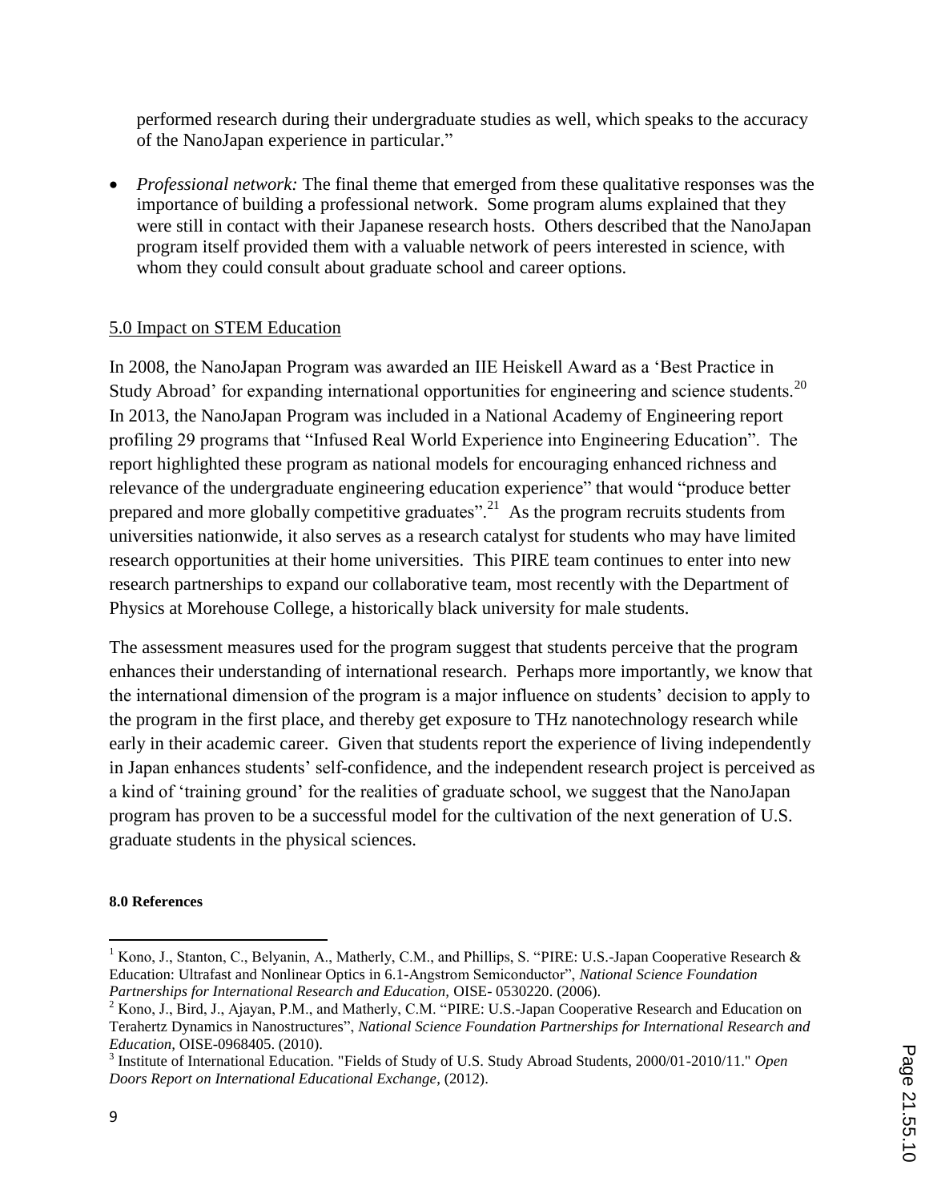performed research during their undergraduate studies as well, which speaks to the accuracy of the NanoJapan experience in particular."

- *Professional network:* The final theme that emerged from these qualitative responses was the importance of building a professional network. Some program alums explained that they were still in contact with their Japanese research hosts. Others described that the NanoJapan program itself provided them with a valuable network of peers interested in science, with whom they could consult about graduate school and career options.

## 5.0 Impact on STEM Education

In 2008, the NanoJapan Program was awarded an IIE Heiskell Award as a 'Best Practice in Study Abroad' for expanding international opportunities for engineering and science students.[20] In 2013, the NanoJapan Program was included in a National Academy of Engineering report profiling 29 programs that "Infused Real World Experience into Engineering Education". The report highlighted these program as national models for encouraging enhanced richness and relevance of the undergraduate engineering education experience" that would "produce better prepared and more globally competitive graduates".[21] As the program recruits students from universities nationwide, it also serves as a research catalyst for students who may have limited research opportunities at their home universities. This PIRE team continues to enter into new research partnerships to expand our collaborative team, most recently with the Department of Physics at Morehouse College, a historically black university for male students.

The assessment measures used for the program suggest that students perceive that the program enhances their understanding of international research. Perhaps more importantly, we know that the international dimension of the program is a major influence on students' decision to apply to the program in the first place, and thereby get exposure to THz nanotechnology research while early in their academic career. Given that students report the experience of living independently in Japan enhances students' self-confidence, and the independent research project is perceived as a kind of 'training ground' for the realities of graduate school, we suggest that the NanoJapan program has proven to be a successful model for the cultivation of the next generation of U.S. graduate students in the physical sciences.

**8.0 References**

[1] Kono, J., Stanton, C., Belyanin, A., Matherly, C.M., and Phillips, S. "PIRE: U.S.-Japan Cooperative Research & Education: Ultrafast and Nonlinear Optics in 6.1-Angstrom Semiconductor", *National Science Foundation Partnerships for International Research and Education,* OISE- 0530220. (2006).

[2] Kono, J., Bird, J., Ajayan, P.M., and Matherly, C.M. "PIRE: U.S.-Japan Cooperative Research and Education on Terahertz Dynamics in Nanostructures", *National Science Foundation Partnerships for International Research and Education,* OISE-0968405. (2010).

[3] Institute of International Education. "Fields of Study of U.S. Study Abroad Students, 2000/01-2010/11." *Open Doors Report on International Educational Exchange,* (2012).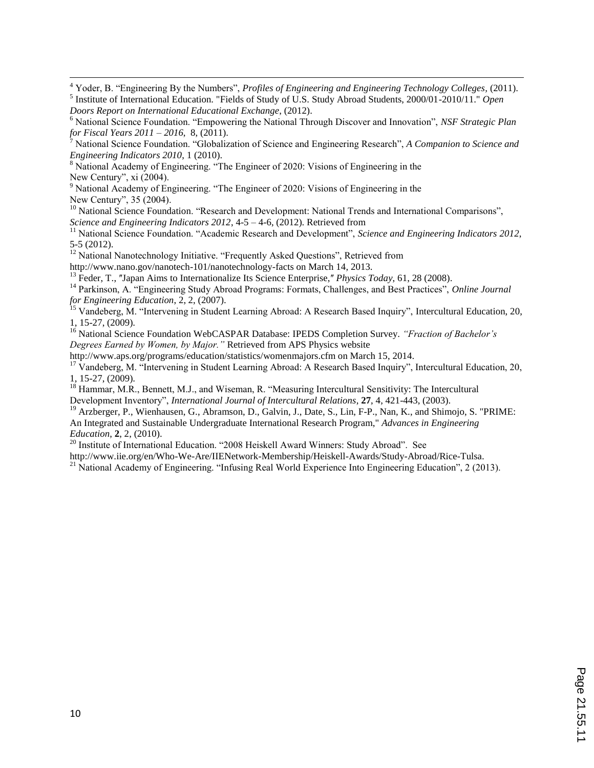[4] Yoder, B. "Engineering By the Numbers", *Profiles of Engineering and Engineering Technology Colleges*, (2011).

[5] Institute of International Education. "Fields of Study of U.S. Study Abroad Students, 2000/01-2010/11." *Open Doors Report on International Educational Exchange*, (2012).

[6] National Science Foundation. "Empowering the National Through Discover and Innovation", *NSF Strategic Plan for Fiscal Years 2011 – 2016*, 8, (2011).

[7] National Science Foundation. "Globalization of Science and Engineering Research", *A Companion to Science and Engineering Indicators 2010*, 1 (2010).

[8] National Academy of Engineering. "The Engineer of 2020: Visions of Engineering in the New Century", xi (2004).

[9] National Academy of Engineering. "The Engineer of 2020: Visions of Engineering in the New Century", 35 (2004).

[10] National Science Foundation. "Research and Development: National Trends and International Comparisons", *Science and Engineering Indicators 2012*, 4-5 – 4-6, (2012). Retrieved from

[11] National Science Foundation. "Academic Research and Development", *Science and Engineering Indicators 2012*, 5-5 (2012).

[12] National Nanotechnology Initiative. "Frequently Asked Questions", Retrieved from http://www.nano.gov/nanotech-101/nanotechnology-facts on March 14, 2013.

[13] Feder, T., ″Japan Aims to Internationalize Its Science Enterprise,″ *Physics Today*, 61, 28 (2008).

[14] Parkinson, A. "Engineering Study Abroad Programs: Formats, Challenges, and Best Practices", *Online Journal for Engineering Education*, 2, 2, (2007).

[15] Vandeberg, M. "Intervening in Student Learning Abroad: A Research Based Inquiry", Intercultural Education, 20, 1, 15-27, (2009).

[16] National Science Foundation WebCASPAR Database: IPEDS Completion Survey. *"Fraction of Bachelor's Degrees Earned by Women, by Major."* Retrieved from APS Physics website http://www.aps.org/programs/education/statistics/womenmajors.cfm on March 15, 2014.

[17] Vandeberg, M. "Intervening in Student Learning Abroad: A Research Based Inquiry", Intercultural Education, 20, 1, 15-27, (2009).

[18] Hammar, M.R., Bennett, M.J., and Wiseman, R. "Measuring Intercultural Sensitivity: The Intercultural Development Inventory", *International Journal of Intercultural Relations*, **27**, 4, 421-443, (2003).

[19] Arzberger, P., Wienhausen, G., Abramson, D., Galvin, J., Date, S., Lin, F-P., Nan, K., and Shimojo, S. "PRIME: An Integrated and Sustainable Undergraduate International Research Program," *Advances in Engineering Education*, **2**, 2, (2010).

[20] Institute of International Education. "2008 Heiskell Award Winners: Study Abroad". See http://www.iie.org/en/Who-We-Are/IIENetwork-Membership/Heiskell-Awards/Study-Abroad/Rice-Tulsa.

[21] National Academy of Engineering. "Infusing Real World Experience Into Engineering Education", 2 (2013).